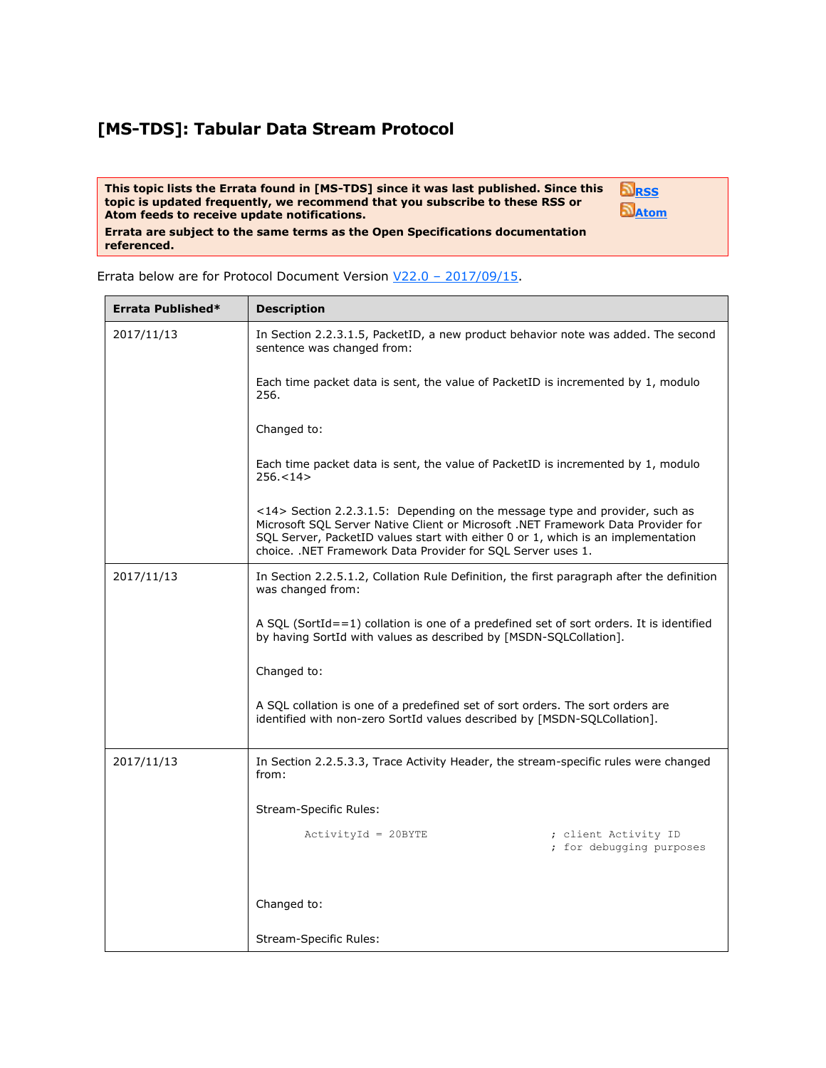# [MS-TDS]: Tabular Data Stream Protocol

**This topic lists the Errata found in [MS-TDS] since it was last published. Since this topic is updated frequently, we recommend that you subscribe to these RSS or Atom feeds to receive update notifications.**

**Errata are subject to the same terms as the Open Specifications documentation referenced.**

RSS

Atom

Errata below are for Protocol Document Version V22.0 – 2017/09/15.

| Errata Published* | Description |
| --- | --- |
| 2017/11/13 | In Section 2.2.3.1.5, PacketID, a new product behavior note was added. The second sentence was changed from:<br><br>Each time packet data is sent, the value of PacketID is incremented by 1, modulo 256.<br><br>Changed to:<br><br>Each time packet data is sent, the value of PacketID is incremented by 1, modulo 256.<14><br><br><14> Section 2.2.3.1.5: Depending on the message type and provider, such as Microsoft SQL Server Native Client or Microsoft .NET Framework Data Provider for SQL Server, PacketID values start with either 0 or 1, which is an implementation choice. .NET Framework Data Provider for SQL Server uses 1. |
| 2017/11/13 | In Section 2.2.5.1.2, Collation Rule Definition, the first paragraph after the definition was changed from:<br><br>A SQL (SortId==1) collation is one of a predefined set of sort orders. It is identified by having SortId with values as described by [MSDN-SQLCollation].<br><br>Changed to:<br><br>A SQL collation is one of a predefined set of sort orders. The sort orders are identified with non-zero SortId values described by [MSDN-SQLCollation]. |
| 2017/11/13 | In Section 2.2.5.3.3, Trace Activity Header, the stream-specific rules were changed from:<br><br>Stream-Specific Rules:<br><br>`ActivityId = 20BYTE          ; client Activity ID`<br>`                              ; for debugging purposes`<br><br>Changed to:<br><br>Stream-Specific Rules: |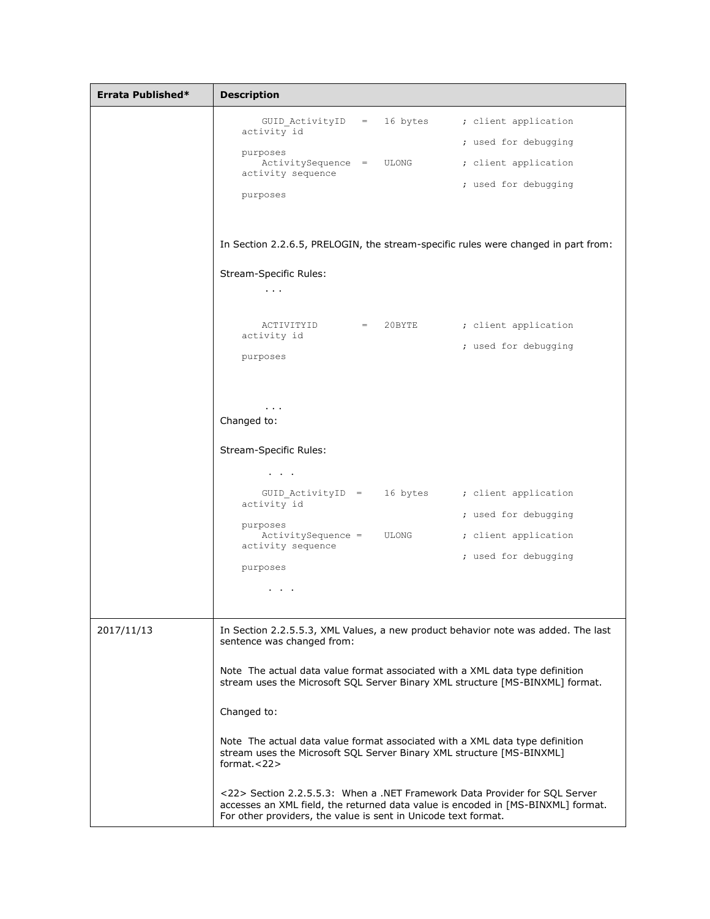| Errata Published* | Description |
| --- | --- |
| | GUID_ActivityID = 16 bytes ; client application activity id ; used for debugging purposes<br>ActivitySequence = ULONG ; client application activity sequence ; used for debugging purposes<br><br>In Section 2.2.6.5, PRELOGIN, the stream-specific rules were changed in part from:<br><br>Stream-Specific Rules:<br>...<br><br>ACTIVITYID = 20BYTE ; client application activity id ; used for debugging purposes<br><br>...<br>Changed to:<br><br>Stream-Specific Rules:<br>. . .<br>GUID_ActivityID = 16 bytes ; client application activity id ; used for debugging purposes<br>ActivitySequence = ULONG ; client application activity sequence ; used for debugging purposes<br>. . . |
| 2017/11/13 | In Section 2.2.5.5.3, XML Values, a new product behavior note was added. The last sentence was changed from:<br><br>Note The actual data value format associated with a XML data type definition stream uses the Microsoft SQL Server Binary XML structure [MS-BINXML] format.<br><br>Changed to:<br><br>Note The actual data value format associated with a XML data type definition stream uses the Microsoft SQL Server Binary XML structure [MS-BINXML] format.<22><br><br><22> Section 2.2.5.5.3: When a .NET Framework Data Provider for SQL Server accesses an XML field, the returned data value is encoded in [MS-BINXML] format. For other providers, the value is sent in Unicode text format. |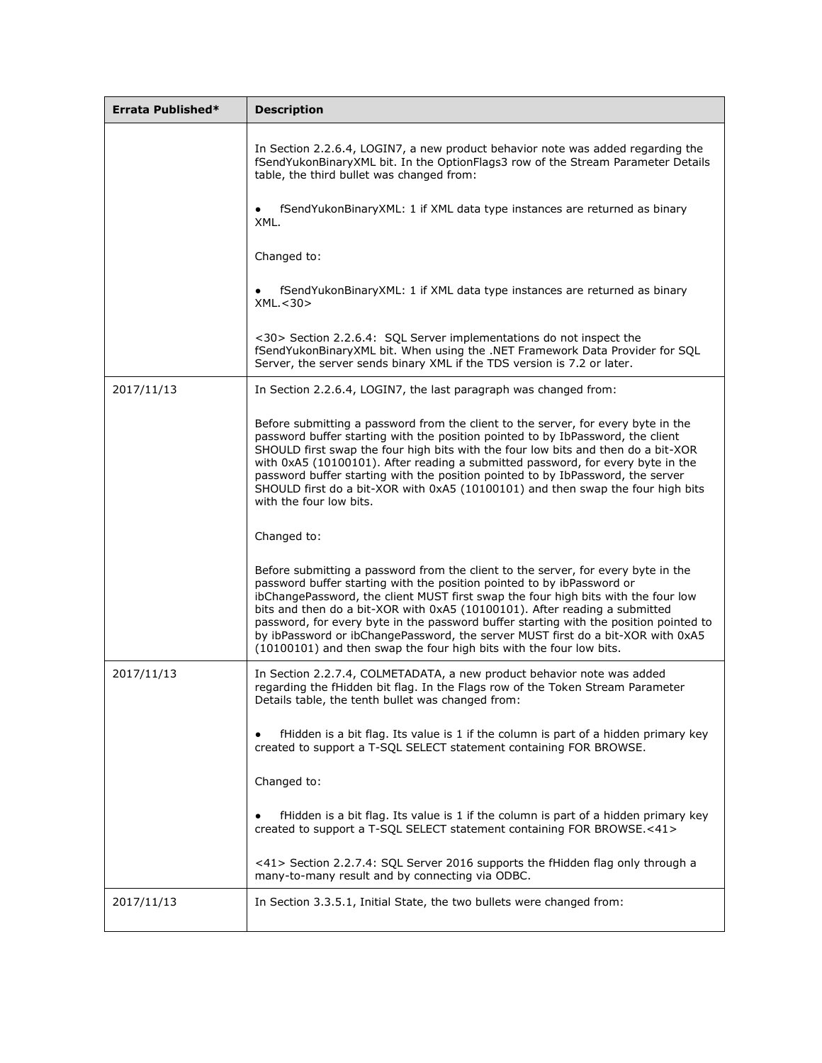| Errata Published* | Description |
| --- | --- |
| | In Section 2.2.6.4, LOGIN7, a new product behavior note was added regarding the fSendYukonBinaryXML bit. In the OptionFlags3 row of the Stream Parameter Details table, the third bullet was changed from:<br><br>• fSendYukonBinaryXML: 1 if XML data type instances are returned as binary XML.<br><br>Changed to:<br><br>• fSendYukonBinaryXML: 1 if XML data type instances are returned as binary XML.<30><br><br><30> Section 2.2.6.4: SQL Server implementations do not inspect the fSendYukonBinaryXML bit. When using the .NET Framework Data Provider for SQL Server, the server sends binary XML if the TDS version is 7.2 or later. |
| 2017/11/13 | In Section 2.2.6.4, LOGIN7, the last paragraph was changed from:<br><br>Before submitting a password from the client to the server, for every byte in the password buffer starting with the position pointed to by IbPassword, the client SHOULD first swap the four high bits with the four low bits and then do a bit-XOR with 0xA5 (10100101). After reading a submitted password, for every byte in the password buffer starting with the position pointed to by IbPassword, the server SHOULD first do a bit-XOR with 0xA5 (10100101) and then swap the four high bits with the four low bits.<br><br>Changed to:<br><br>Before submitting a password from the client to the server, for every byte in the password buffer starting with the position pointed to by ibPassword or ibChangePassword, the client MUST first swap the four high bits with the four low bits and then do a bit-XOR with 0xA5 (10100101). After reading a submitted password, for every byte in the password buffer starting with the position pointed to by ibPassword or ibChangePassword, the server MUST first do a bit-XOR with 0xA5 (10100101) and then swap the four high bits with the four low bits. |
| 2017/11/13 | In Section 2.2.7.4, COLMETADATA, a new product behavior note was added regarding the fHidden bit flag. In the Flags row of the Token Stream Parameter Details table, the tenth bullet was changed from:<br><br>• fHidden is a bit flag. Its value is 1 if the column is part of a hidden primary key created to support a T-SQL SELECT statement containing FOR BROWSE.<br><br>Changed to:<br><br>• fHidden is a bit flag. Its value is 1 if the column is part of a hidden primary key created to support a T-SQL SELECT statement containing FOR BROWSE.<41><br><br><41> Section 2.2.7.4: SQL Server 2016 supports the fHidden flag only through a many-to-many result and by connecting via ODBC. |
| 2017/11/13 | In Section 3.3.5.1, Initial State, the two bullets were changed from: |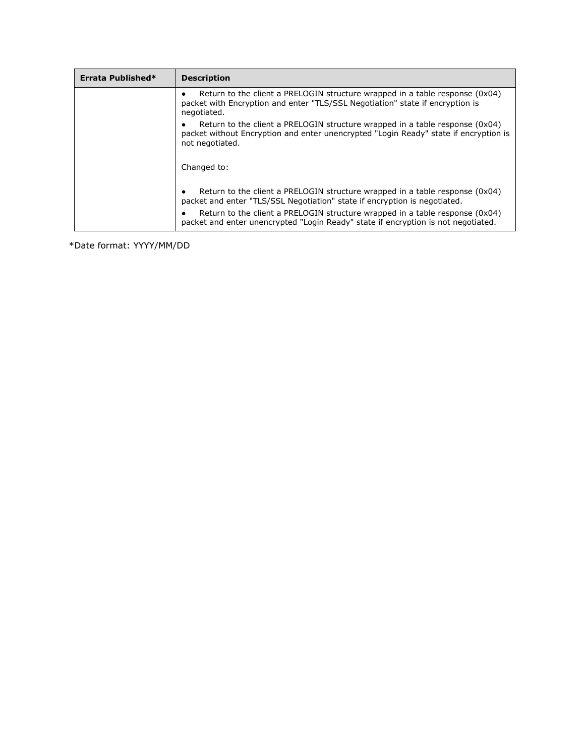| Errata Published* | Description |
|---|---|
| | • Return to the client a PRELOGIN structure wrapped in a table response (0x04) packet with Encryption and enter "TLS/SSL Negotiation" state if encryption is negotiated.<br><br>• Return to the client a PRELOGIN structure wrapped in a table response (0x04) packet without Encryption and enter unencrypted "Login Ready" state if encryption is not negotiated.<br><br>Changed to:<br><br>• Return to the client a PRELOGIN structure wrapped in a table response (0x04) packet and enter "TLS/SSL Negotiation" state if encryption is negotiated.<br><br>• Return to the client a PRELOGIN structure wrapped in a table response (0x04) packet and enter unencrypted "Login Ready" state if encryption is not negotiated. |

*Date format: YYYY/MM/DD